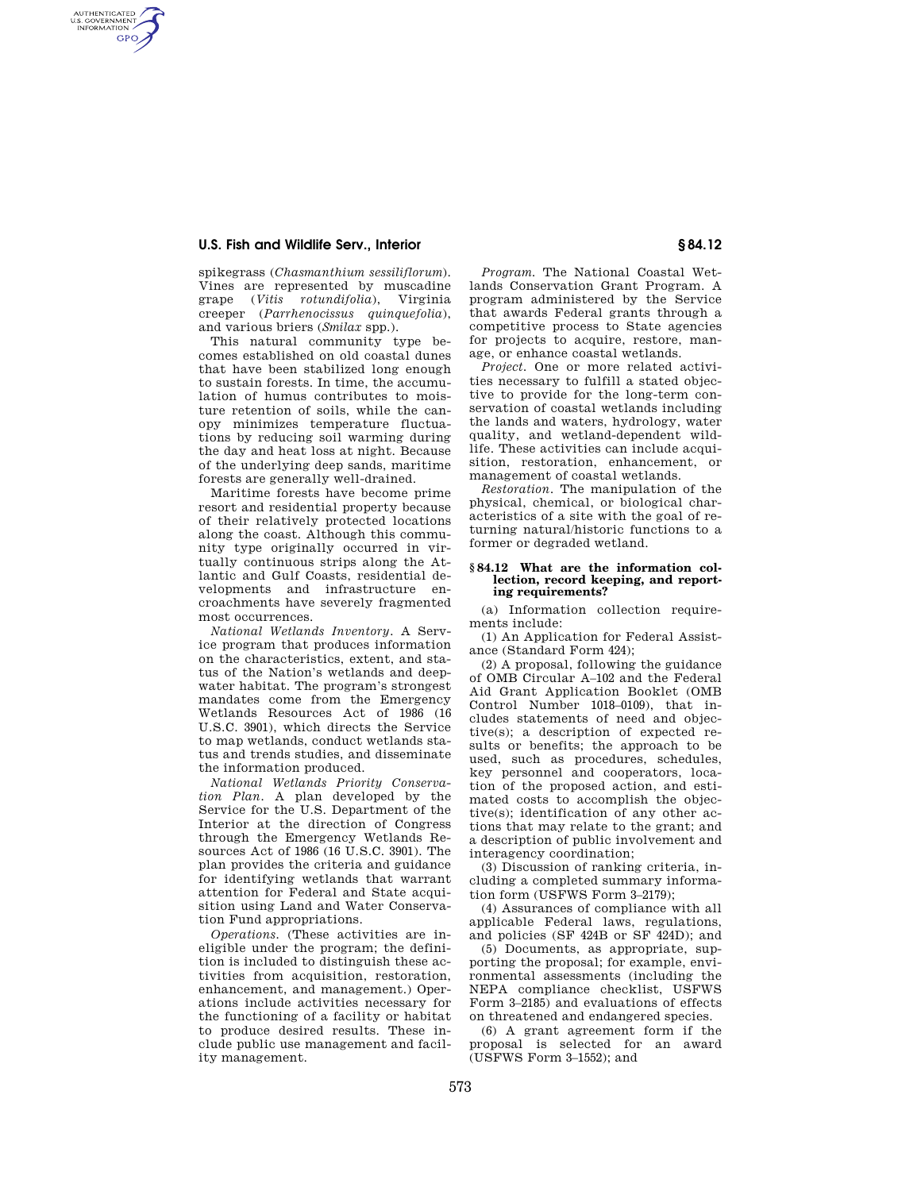spikegrass (*Chasmanthium sessiliflorum*). Vines are represented by muscadine grape (*Vitis rotundifolia*), Virginia creeper (*Parrhenocissus quinquefolia*), and various briers (*Smilax* spp.).

This natural community type becomes established on old coastal dunes that have been stabilized long enough to sustain forests. In time, the accumulation of humus contributes to moisture retention of soils, while the canopy minimizes temperature fluctuations by reducing soil warming during the day and heat loss at night. Because of the underlying deep sands, maritime forests are generally well-drained.

Maritime forests have become prime resort and residential property because of their relatively protected locations along the coast. Although this community type originally occurred in virtually continuous strips along the Atlantic and Gulf Coasts, residential developments and infrastructure encroachments have severely fragmented most occurrences.

*National Wetlands Inventory.* A Service program that produces information on the characteristics, extent, and status of the Nation's wetlands and deepwater habitat. The program's strongest mandates come from the Emergency Wetlands Resources Act of 1986 (16 U.S.C. 3901), which directs the Service to map wetlands, conduct wetlands status and trends studies, and disseminate the information produced.

*National Wetlands Priority Conservation Plan.* A plan developed by the Service for the U.S. Department of the Interior at the direction of Congress through the Emergency Wetlands Resources Act of 1986 (16 U.S.C. 3901). The plan provides the criteria and guidance for identifying wetlands that warrant attention for Federal and State acquisition using Land and Water Conservation Fund appropriations.

*Operations.* (These activities are ineligible under the program; the definition is included to distinguish these activities from acquisition, restoration, enhancement, and management.) Operations include activities necessary for the functioning of a facility or habitat to produce desired results. These include public use management and facility management.

*Program.* The National Coastal Wetlands Conservation Grant Program. A program administered by the Service that awards Federal grants through a competitive process to State agencies for projects to acquire, restore, manage, or enhance coastal wetlands.

*Project.* One or more related activities necessary to fulfill a stated objective to provide for the long-term conservation of coastal wetlands including the lands and waters, hydrology, water quality, and wetland-dependent wildlife. These activities can include acquisition, restoration, enhancement, or management of coastal wetlands.

*Restoration.* The manipulation of the physical, chemical, or biological characteristics of a site with the goal of returning natural/historic functions to a former or degraded wetland.

### § 84.12 What are the information collection, record keeping, and reporting requirements?

(a) Information collection requirements include:

(1) An Application for Federal Assistance (Standard Form 424);

(2) A proposal, following the guidance of OMB Circular A–102 and the Federal Aid Grant Application Booklet (OMB Control Number 1018–0109), that includes statements of need and objective(s); a description of expected results or benefits; the approach to be used, such as procedures, schedules, key personnel and cooperators, location of the proposed action, and estimated costs to accomplish the objective(s); identification of any other actions that may relate to the grant; and a description of public involvement and interagency coordination;

(3) Discussion of ranking criteria, including a completed summary information form (USFWS Form 3–2179);

(4) Assurances of compliance with all applicable Federal laws, regulations, and policies (SF 424B or SF 424D); and

(5) Documents, as appropriate, supporting the proposal; for example, environmental assessments (including the NEPA compliance checklist, USFWS Form 3–2185) and evaluations of effects on threatened and endangered species.

(6) A grant agreement form if the proposal is selected for an award (USFWS Form 3–1552); and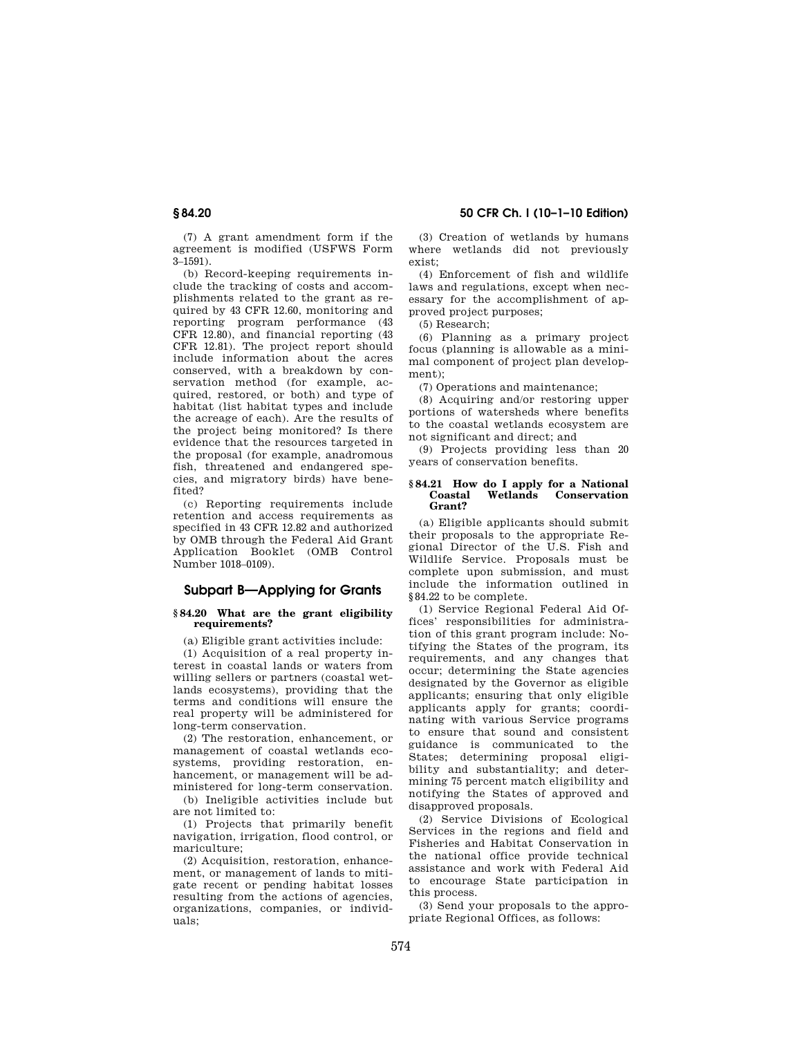(7) A grant amendment form if the agreement is modified (USFWS Form 3–1591).

(b) Record-keeping requirements include the tracking of costs and accomplishments related to the grant as required by 43 CFR 12.60, monitoring and reporting program performance (43 CFR 12.80), and financial reporting (43 CFR 12.81). The project report should include information about the acres conserved, with a breakdown by conservation method (for example, acquired, restored, or both) and type of habitat (list habitat types and include the acreage of each). Are the results of the project being monitored? Is there evidence that the resources targeted in the proposal (for example, anadromous fish, threatened and endangered species, and migratory birds) have benefited?

(c) Reporting requirements include retention and access requirements as specified in 43 CFR 12.82 and authorized by OMB through the Federal Aid Grant Application Booklet (OMB Control Number 1018–0109).

## Subpart B—Applying for Grants

### § 84.20 What are the grant eligibility requirements?

(a) Eligible grant activities include:

(1) Acquisition of a real property interest in coastal lands or waters from willing sellers or partners (coastal wetlands ecosystems), providing that the terms and conditions will ensure the real property will be administered for long-term conservation.

(2) The restoration, enhancement, or management of coastal wetlands ecosystems, providing restoration, enhancement, or management will be administered for long-term conservation.

(b) Ineligible activities include but are not limited to:

(1) Projects that primarily benefit navigation, irrigation, flood control, or mariculture;

(2) Acquisition, restoration, enhancement, or management of lands to mitigate recent or pending habitat losses resulting from the actions of agencies, organizations, companies, or individuals;

(3) Creation of wetlands by humans where wetlands did not previously exist;

(4) Enforcement of fish and wildlife laws and regulations, except when necessary for the accomplishment of approved project purposes;

(5) Research;

(6) Planning as a primary project focus (planning is allowable as a minimal component of project plan development);

(7) Operations and maintenance;

(8) Acquiring and/or restoring upper portions of watersheds where benefits to the coastal wetlands ecosystem are not significant and direct; and

(9) Projects providing less than 20 years of conservation benefits.

### § 84.21 How do I apply for a National Coastal Wetlands Conservation Grant?

(a) Eligible applicants should submit their proposals to the appropriate Regional Director of the U.S. Fish and Wildlife Service. Proposals must be complete upon submission, and must include the information outlined in §84.22 to be complete.

(1) Service Regional Federal Aid Offices' responsibilities for administration of this grant program include: Notifying the States of the program, its requirements, and any changes that occur; determining the State agencies designated by the Governor as eligible applicants; ensuring that only eligible applicants apply for grants; coordinating with various Service programs to ensure that sound and consistent guidance is communicated to the States; determining proposal eligibility and substantiality; and determining 75 percent match eligibility and notifying the States of approved and disapproved proposals.

(2) Service Divisions of Ecological Services in the regions and field and Fisheries and Habitat Conservation in the national office provide technical assistance and work with Federal Aid to encourage State participation in this process.

(3) Send your proposals to the appropriate Regional Offices, as follows: